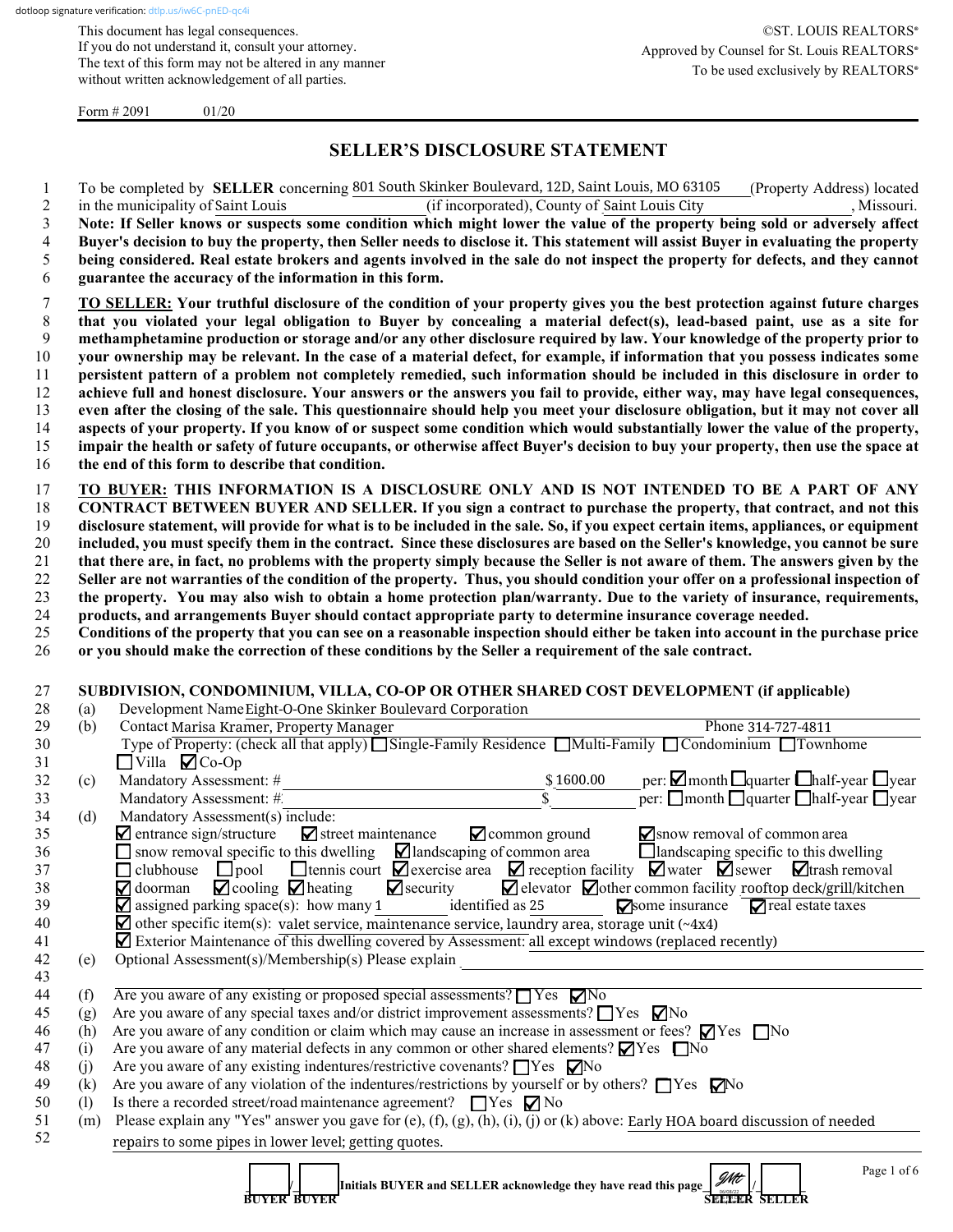dotloop signature verification: dtlp.us/iw6C-pnED-qc4i

This document has legal consequences.
If you do not understand it, consult your attorney.
The text of this form may not be altered in any manner without written acknowledgement of all parties.

©ST. LOUIS REALTORS®
Approved by Counsel for St. Louis REALTORS®
To be used exclusively by REALTORS®

Form # 2091 01/20

# SELLER'S DISCLOSURE STATEMENT

1 To be completed by **SELLER** concerning 801 South Skinker Boulevard, 12D, Saint Louis, MO 63105 (Property Address) located
2 in the municipality of Saint Louis (if incorporated), County of Saint Louis City , Missouri.
3 **Note: If Seller knows or suspects some condition which might lower the value of the property being sold or adversely affect**
4 **Buyer's decision to buy the property, then Seller needs to disclose it. This statement will assist Buyer in evaluating the property**
5 **being considered. Real estate brokers and agents involved in the sale do not inspect the property for defects, and they cannot**
6 **guarantee the accuracy of the information in this form.**

7 **TO SELLER: Your truthful disclosure of the condition of your property gives you the best protection against future charges**
8 **that you violated your legal obligation to Buyer by concealing a material defect(s), lead-based paint, use as a site for**
9 **methamphetamine production or storage and/or any other disclosure required by law. Your knowledge of the property prior to**
10 **your ownership may be relevant. In the case of a material defect, for example, if information that you possess indicates some**
11 **persistent pattern of a problem not completely remedied, such information should be included in this disclosure in order to**
12 **achieve full and honest disclosure. Your answers or the answers you fail to provide, either way, may have legal consequences,**
13 **even after the closing of the sale. This questionnaire should help you meet your disclosure obligation, but it may not cover all**
14 **aspects of your property. If you know of or suspect some condition which would substantially lower the value of the property,**
15 **impair the health or safety of future occupants, or otherwise affect Buyer's decision to buy your property, then use the space at**
16 **the end of this form to describe that condition.**

17 **TO BUYER: THIS INFORMATION IS A DISCLOSURE ONLY AND IS NOT INTENDED TO BE A PART OF ANY**
18 **CONTRACT BETWEEN BUYER AND SELLER. If you sign a contract to purchase the property, that contract, and not this**
19 **disclosure statement, will provide for what is to be included in the sale. So, if you expect certain items, appliances, or equipment**
20 **included, you must specify them in the contract. Since these disclosures are based on the Seller's knowledge, you cannot be sure**
21 **that there are, in fact, no problems with the property simply because the Seller is not aware of them. The answers given by the**
22 **Seller are not warranties of the condition of the property. Thus, you should condition your offer on a professional inspection of**
23 **the property. You may also wish to obtain a home protection plan/warranty. Due to the variety of insurance, requirements,**
24 **products, and arrangements Buyer should contact appropriate party to determine insurance coverage needed.**
25 **Conditions of the property that you can see on a reasonable inspection should either be taken into account in the purchase price**
26 **or you should make the correction of these conditions by the Seller a requirement of the sale contract.**

27 **SUBDIVISION, CONDOMINIUM, VILLA, CO-OP OR OTHER SHARED COST DEVELOPMENT (if applicable)**

28 (a) Development Name Eight-O-One Skinker Boulevard Corporation
29 (b) Contact Marisa Kramer, Property Manager Phone 314-727-4811
30 Type of Property: (check all that apply) ☐ Single-Family Residence ☐ Multi-Family ☐ Condominium ☐ Townhome
31 ☐ Villa ☑ Co-Op
32 (c) Mandatory Assessment: # $ 1600.00 per: ☑ month ☐ quarter ☐ half-year ☐ year
33 Mandatory Assessment: # $ per: ☐ month ☐ quarter ☐ half-year ☐ year
34 (d) Mandatory Assessment(s) include:
35 ☑ entrance sign/structure ☑ street maintenance ☑ common ground ☑ snow removal of common area
36 ☐ snow removal specific to this dwelling ☑ landscaping of common area ☐ landscaping specific to this dwelling
37 ☐ clubhouse ☐ pool ☐ tennis court ☑ exercise area ☑ reception facility ☑ water ☑ sewer ☑ trash removal
38 ☑ doorman ☑ cooling ☑ heating ☑ security ☑ elevator ☑ other common facility rooftop deck/grill/kitchen
39 ☑ assigned parking space(s): how many 1 identified as 25 ☑ some insurance ☑ real estate taxes
40 ☑ other specific item(s): valet service, maintenance service, laundry area, storage unit (~4x4)
41 ☑ Exterior Maintenance of this dwelling covered by Assessment: all except windows (replaced recently)
42 (e) Optional Assessment(s)/Membership(s) Please explain
43
44 (f) Are you aware of any existing or proposed special assessments? ☐ Yes ☑ No
45 (g) Are you aware of any special taxes and/or district improvement assessments? ☐ Yes ☑ No
46 (h) Are you aware of any condition or claim which may cause an increase in assessment or fees? ☑ Yes ☐ No
47 (i) Are you aware of any material defects in any common or other shared elements? ☑ Yes ☐ No
48 (j) Are you aware of any existing indentures/restrictive covenants? ☐ Yes ☑ No
49 (k) Are you aware of any violation of the indentures/restrictions by yourself or by others? ☐ Yes ☑ No
50 (l) Is there a recorded street/road maintenance agreement? ☐ Yes ☑ No
51 (m) Please explain any "Yes" answer you gave for (e), (f), (g), (h), (i), (j) or (k) above: Early HOA board discussion of needed
52 repairs to some pipes in lower level; getting quotes.

____ / ____ BUYER BUYER **Initials BUYER and SELLER acknowledge they have read this page** JMt / ____ SELLER SELLER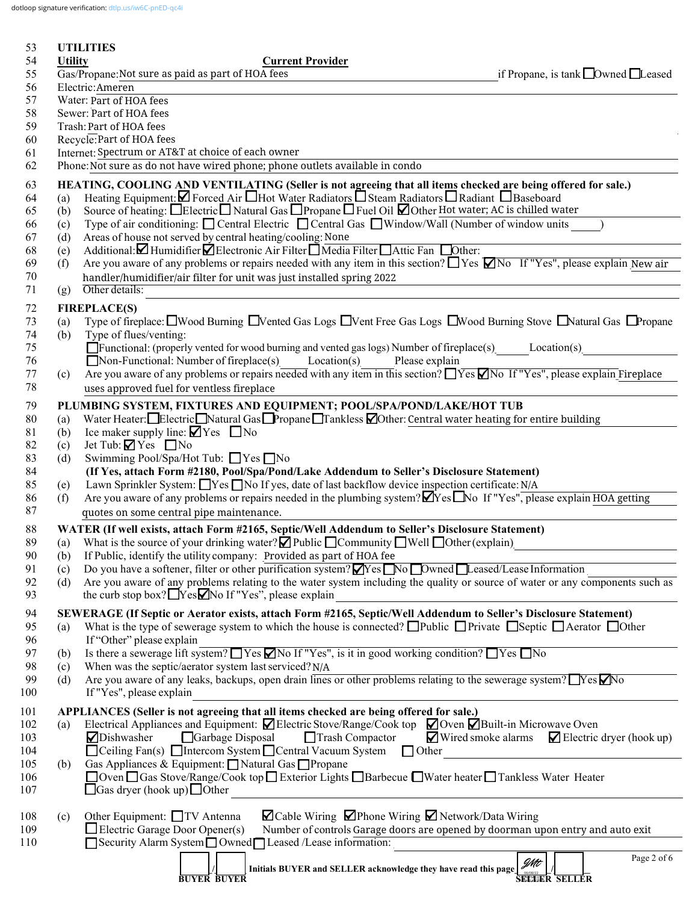dotloop signature verification: dtlp.us/iw6C-pnED-qc4i

53 **UTILITIES**

54 **Utility** **Current Provider**

55 Gas/Propane: Not sure as paid as part of HOA fees if Propane, is tank ☐ Owned ☐ Leased

56 Electric: Ameren

57 Water: Part of HOA fees

58 Sewer: Part of HOA fees

59 Trash: Part of HOA fees

60 Recycle: Part of HOA fees

61 Internet: Spectrum or AT&T at choice of each owner

62 Phone: Not sure as do not have wired phone; phone outlets available in condo

63 **HEATING, COOLING AND VENTILATING (Seller is not agreeing that all items checked are being offered for sale.)**

64 (a) Heating Equipment: ☑ Forced Air ☐ Hot Water Radiators ☐ Steam Radiators ☐ Radiant ☐ Baseboard

65 (b) Source of heating: ☐ Electric ☐ Natural Gas ☐ Propane ☐ Fuel Oil ☑ Other Hot water; AC is chilled water

66 (c) Type of air conditioning: ☐ Central Electric ☐ Central Gas ☐ Window/Wall (Number of window units ____ )

67 (d) Areas of house not served by central heating/cooling: None

68 (e) Additional: ☑ Humidifier ☑ Electronic Air Filter ☐ Media Filter ☐ Attic Fan ☐ Other:

69 (f) Are you aware of any problems or repairs needed with any item in this section? ☐ Yes ☑ No If "Yes", please explain New air

70 handler/humidifier/air filter for unit was just installed spring 2022

71 (g) Other details:

72 **FIREPLACE(S)**

73 (a) Type of fireplace: ☐ Wood Burning ☐ Vented Gas Logs ☐ Vent Free Gas Logs ☐ Wood Burning Stove ☐ Natural Gas ☐ Propane

74 (b) Type of flues/venting:

75 ☐ Functional: (properly vented for wood burning and vented gas logs) Number of fireplace(s) ____ Location(s) ____

76 ☐ Non-Functional: Number of fireplace(s) ____ Location(s) ____ Please explain

77 (c) Are you aware of any problems or repairs needed with any item in this section? ☐ Yes ☑ No If "Yes", please explain Fireplace

78 uses approved fuel for ventless fireplace

79 **PLUMBING SYSTEM, FIXTURES AND EQUIPMENT; POOL/SPA/POND/LAKE/HOT TUB**

80 (a) Water Heater: ☐ Electric ☐ Natural Gas ☐ Propane ☐ Tankless ☑ Other: Central water heating for entire building

81 (b) Ice maker supply line: ☑ Yes ☐ No

82 (c) Jet Tub: ☑ Yes ☐ No

83 (d) Swimming Pool/Spa/Hot Tub: ☐ Yes ☐ No

84 **(If Yes, attach Form #2180, Pool/Spa/Pond/Lake Addendum to Seller's Disclosure Statement)**

85 (e) Lawn Sprinkler System: ☐ Yes ☐ No If yes, date of last backflow device inspection certificate: N/A

86 (f) Are you aware of any problems or repairs needed in the plumbing system? ☑ Yes ☐ No If "Yes", please explain HOA getting

87 quotes on some central pipe maintenance.

88 **WATER (If well exists, attach Form #2165, Septic/Well Addendum to Seller's Disclosure Statement)**

89 (a) What is the source of your drinking water? ☑ Public ☐ Community ☐ Well ☐ Other (explain)

90 (b) If Public, identify the utility company: Provided as part of HOA fee

91 (c) Do you have a softener, filter or other purification system? ☑ Yes ☐ No ☐ Owned ☐ Leased/Lease Information

92 (d) Are you aware of any problems relating to the water system including the quality or source of water or any components such as

93 the curb stop box? ☐ Yes ☑ No If "Yes", please explain

94 **SEWERAGE (If Septic or Aerator exists, attach Form #2165, Septic/Well Addendum to Seller's Disclosure Statement)**

95 (a) What is the type of sewerage system to which the house is connected? ☐ Public ☐ Private ☐ Septic ☐ Aerator ☐ Other

96 If "Other" please explain

97 (b) Is there a sewerage lift system? ☐ Yes ☑ No If "Yes", is it in good working condition? ☐ Yes ☐ No

98 (c) When was the septic/aerator system last serviced? N/A

99 (d) Are you aware of any leaks, backups, open drain lines or other problems relating to the sewerage system? ☐ Yes ☑ No

100 If "Yes", please explain

101 **APPLIANCES (Seller is not agreeing that all items checked are being offered for sale.)**

102 (a) Electrical Appliances and Equipment: ☑ Electric Stove/Range/Cook top ☑ Oven ☑ Built-in Microwave Oven

103 ☑ Dishwasher ☐ Garbage Disposal ☐ Trash Compactor ☑ Wired smoke alarms ☑ Electric dryer (hook up)

104 ☐ Ceiling Fan(s) ☐ Intercom System ☐ Central Vacuum System ☐ Other

105 (b) Gas Appliances & Equipment: ☐ Natural Gas ☐ Propane

106 ☐ Oven ☐ Gas Stove/Range/Cook top ☐ Exterior Lights ☐ Barbecue ☐ Water heater ☐ Tankless Water Heater

107 ☐ Gas dryer (hook up) ☐ Other

108 (c) Other Equipment: ☐ TV Antenna ☑ Cable Wiring ☑ Phone Wiring ☑ Network/Data Wiring

109 ☐ Electric Garage Door Opener(s) Number of controls Garage doors are opened by doorman upon entry and auto exit

110 ☐ Security Alarm System ☐ Owned ☐ Leased /Lease information:

____ / ____ **Initials BUYER and SELLER acknowledge they have read this page** JMt 06/08/22 / ____

**BUYER BUYER** **SELLER SELLER**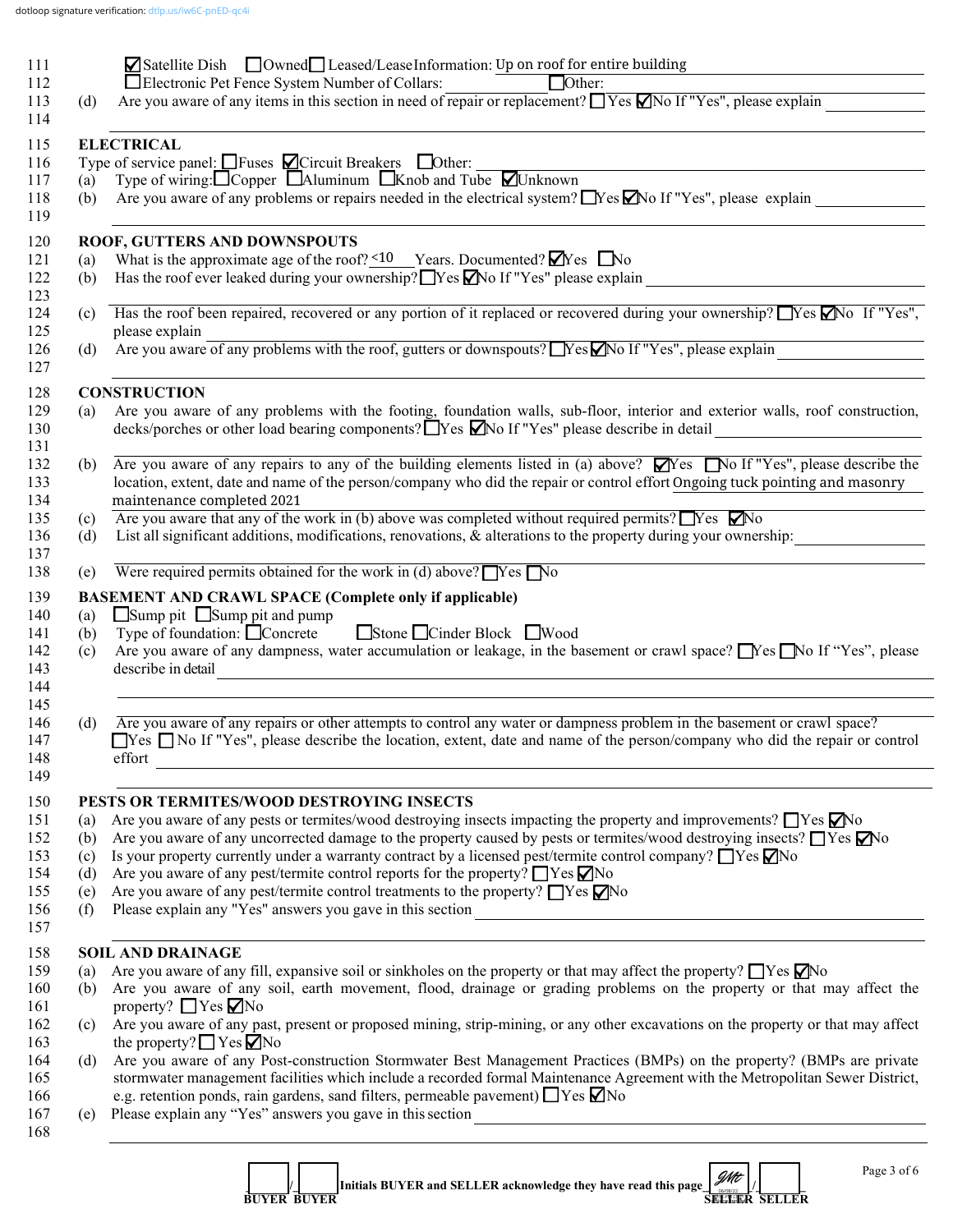dotloop signature verification: dtlp.us/iw6C-pnED-qc4i

111 ☑ Satellite Dish ☐ Owned ☐ Leased/Lease Information: Up on roof for entire building

112 ☐ Electronic Pet Fence System Number of Collars: ______ ☐ Other: ______

113 (d) Are you aware of any items in this section in need of repair or replacement? ☐ Yes ☑ No If "Yes", please explain ______

114

## ELECTRICAL

115

116 Type of service panel: ☐ Fuses ☑ Circuit Breakers ☐ Other: ______

117 (a) Type of wiring: ☐ Copper ☐ Aluminum ☐ Knob and Tube ☑ Unknown

118 (b) Are you aware of any problems or repairs needed in the electrical system? ☐ Yes ☑ No If "Yes", please explain ______

119

## ROOF, GUTTERS AND DOWNSPOUTS

120

121 (a) What is the approximate age of the roof? <10 Years. Documented? ☑ Yes ☐ No

122 (b) Has the roof ever leaked during your ownership? ☐ Yes ☑ No If "Yes" please explain ______

123

124 (c) Has the roof been repaired, recovered or any portion of it replaced or recovered during your ownership? ☐ Yes ☑ No If "Yes",

125 please explain ______

126 (d) Are you aware of any problems with the roof, gutters or downspouts? ☐ Yes ☑ No If "Yes", please explain ______

127

## CONSTRUCTION

128

129 (a) Are you aware of any problems with the footing, foundation walls, sub-floor, interior and exterior walls, roof construction,

130 decks/porches or other load bearing components? ☐ Yes ☑ No If "Yes" please describe in detail ______

131

132 (b) Are you aware of any repairs to any of the building elements listed in (a) above? ☑ Yes ☐ No If "Yes", please describe the

133 location, extent, date and name of the person/company who did the repair or control effort Ongoing tuck pointing and masonry

134 maintenance completed 2021

135 (c) Are you aware that any of the work in (b) above was completed without required permits? ☐ Yes ☑ No

136 (d) List all significant additions, modifications, renovations, & alterations to the property during your ownership: ______

137

138 (e) Were required permits obtained for the work in (d) above? ☐ Yes ☐ No

## BASEMENT AND CRAWL SPACE (Complete only if applicable)

139

140 (a) ☐ Sump pit ☐ Sump pit and pump

141 (b) Type of foundation: ☐ Concrete ☐ Stone ☐ Cinder Block ☐ Wood

142 (c) Are you aware of any dampness, water accumulation or leakage, in the basement or crawl space? ☐ Yes ☐ No If "Yes", please

143 describe in detail ______

144

145

146 (d) Are you aware of any repairs or other attempts to control any water or dampness problem in the basement or crawl space?

147 ☐ Yes ☐ No If "Yes", please describe the location, extent, date and name of the person/company who did the repair or control

148 effort ______

149

## PESTS OR TERMITES/WOOD DESTROYING INSECTS

150

151 (a) Are you aware of any pests or termites/wood destroying insects impacting the property and improvements? ☐ Yes ☑ No

152 (b) Are you aware of any uncorrected damage to the property caused by pests or termites/wood destroying insects? ☐ Yes ☑ No

153 (c) Is your property currently under a warranty contract by a licensed pest/termite control company? ☐ Yes ☑ No

154 (d) Are you aware of any pest/termite control reports for the property? ☐ Yes ☑ No

155 (e) Are you aware of any pest/termite control treatments to the property? ☐ Yes ☑ No

156 (f) Please explain any "Yes" answers you gave in this section ______

157

## SOIL AND DRAINAGE

158

159 (a) Are you aware of any fill, expansive soil or sinkholes on the property or that may affect the property? ☐ Yes ☑ No

160 (b) Are you aware of any soil, earth movement, flood, drainage or grading problems on the property or that may affect the

161 property? ☐ Yes ☑ No

162 (c) Are you aware of any past, present or proposed mining, strip-mining, or any other excavations on the property or that may affect

163 the property? ☐ Yes ☑ No

164 (d) Are you aware of any Post-construction Stormwater Best Management Practices (BMPs) on the property? (BMPs are private

165 stormwater management facilities which include a recorded formal Maintenance Agreement with the Metropolitan Sewer District,

166 e.g. retention ponds, rain gardens, sand filters, permeable pavement) ☐ Yes ☑ No

167 (e) Please explain any "Yes" answers you gave in this section ______

168

______ / ______ Initials BUYER and SELLER acknowledge they have read this page JMC 06/08/22 / ______

BUYER BUYER SELLER SELLER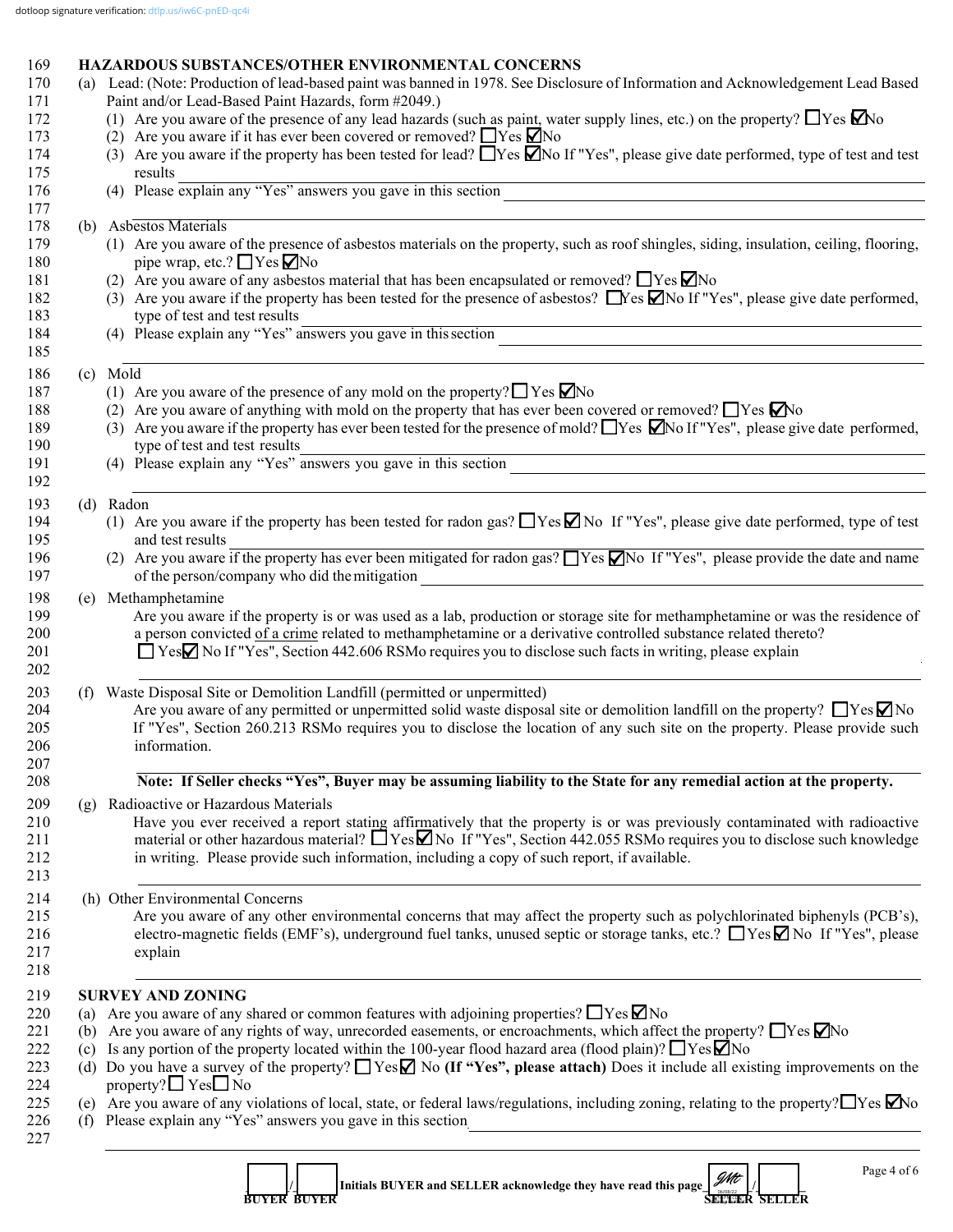dotloop signature verification: dtlp.us/iw6C-pnED-qc4i

## HAZARDOUS SUBSTANCES/OTHER ENVIRONMENTAL CONCERNS

(a) Lead: (Note: Production of lead-based paint was banned in 1978. See Disclosure of Information and Acknowledgement Lead Based Paint and/or Lead-Based Paint Hazards, form #2049.)

(1) Are you aware of the presence of any lead hazards (such as paint, water supply lines, etc.) on the property? ☐ Yes ☑ No

(2) Are you aware if it has ever been covered or removed? ☐ Yes ☑ No

(3) Are you aware if the property has been tested for lead? ☐ Yes ☑ No If "Yes", please give date performed, type of test and test results ______

(4) Please explain any "Yes" answers you gave in this section ______

(b) Asbestos Materials

(1) Are you aware of the presence of asbestos materials on the property, such as roof shingles, siding, insulation, ceiling, flooring, pipe wrap, etc.? ☐ Yes ☑ No

(2) Are you aware of any asbestos material that has been encapsulated or removed? ☐ Yes ☑ No

(3) Are you aware if the property has been tested for the presence of asbestos? ☐ Yes ☑ No If "Yes", please give date performed, type of test and test results ______

(4) Please explain any "Yes" answers you gave in this section ______

(c) Mold

(1) Are you aware of the presence of any mold on the property? ☐ Yes ☑ No

(2) Are you aware of anything with mold on the property that has ever been covered or removed? ☐ Yes ☑ No

(3) Are you aware if the property has ever been tested for the presence of mold? ☐ Yes ☑ No If "Yes", please give date performed, type of test and test results ______

(4) Please explain any "Yes" answers you gave in this section ______

(d) Radon

(1) Are you aware if the property has been tested for radon gas? ☐ Yes ☑ No If "Yes", please give date performed, type of test and test results ______

(2) Are you aware if the property has ever been mitigated for radon gas? ☐ Yes ☑ No If "Yes", please provide the date and name of the person/company who did the mitigation ______

(e) Methamphetamine

Are you aware if the property is or was used as a lab, production or storage site for methamphetamine or was the residence of a person convicted of a crime related to methamphetamine or a derivative controlled substance related thereto? ☐ Yes ☑ No If "Yes", Section 442.606 RSMo requires you to disclose such facts in writing, please explain ______

(f) Waste Disposal Site or Demolition Landfill (permitted or unpermitted)

Are you aware of any permitted or unpermitted solid waste disposal site or demolition landfill on the property? ☐ Yes ☑ No If "Yes", Section 260.213 RSMo requires you to disclose the location of any such site on the property. Please provide such information.

**Note: If Seller checks "Yes", Buyer may be assuming liability to the State for any remedial action at the property.**

(g) Radioactive or Hazardous Materials

Have you ever received a report stating affirmatively that the property is or was previously contaminated with radioactive material or other hazardous material? ☐ Yes ☑ No If "Yes", Section 442.055 RSMo requires you to disclose such knowledge in writing. Please provide such information, including a copy of such report, if available.

(h) Other Environmental Concerns

Are you aware of any other environmental concerns that may affect the property such as polychlorinated biphenyls (PCB's), electro-magnetic fields (EMF's), underground fuel tanks, unused septic or storage tanks, etc.? ☐ Yes ☑ No If "Yes", please explain ______

## SURVEY AND ZONING

(a) Are you aware of any shared or common features with adjoining properties? ☐ Yes ☑ No

(b) Are you aware of any rights of way, unrecorded easements, or encroachments, which affect the property? ☐ Yes ☑ No

(c) Is any portion of the property located within the 100-year flood hazard area (flood plain)? ☐ Yes ☑ No

(d) Do you have a survey of the property? ☐ Yes ☑ No **(If "Yes", please attach)** Does it include all existing improvements on the property? ☐ Yes ☐ No

(e) Are you aware of any violations of local, state, or federal laws/regulations, including zoning, relating to the property? ☐ Yes ☑ No

(f) Please explain any "Yes" answers you gave in this section ______

______ / ______ Initials BUYER and SELLER acknowledge they have read this page GMt / ______

BUYER BUYER SELLER SELLER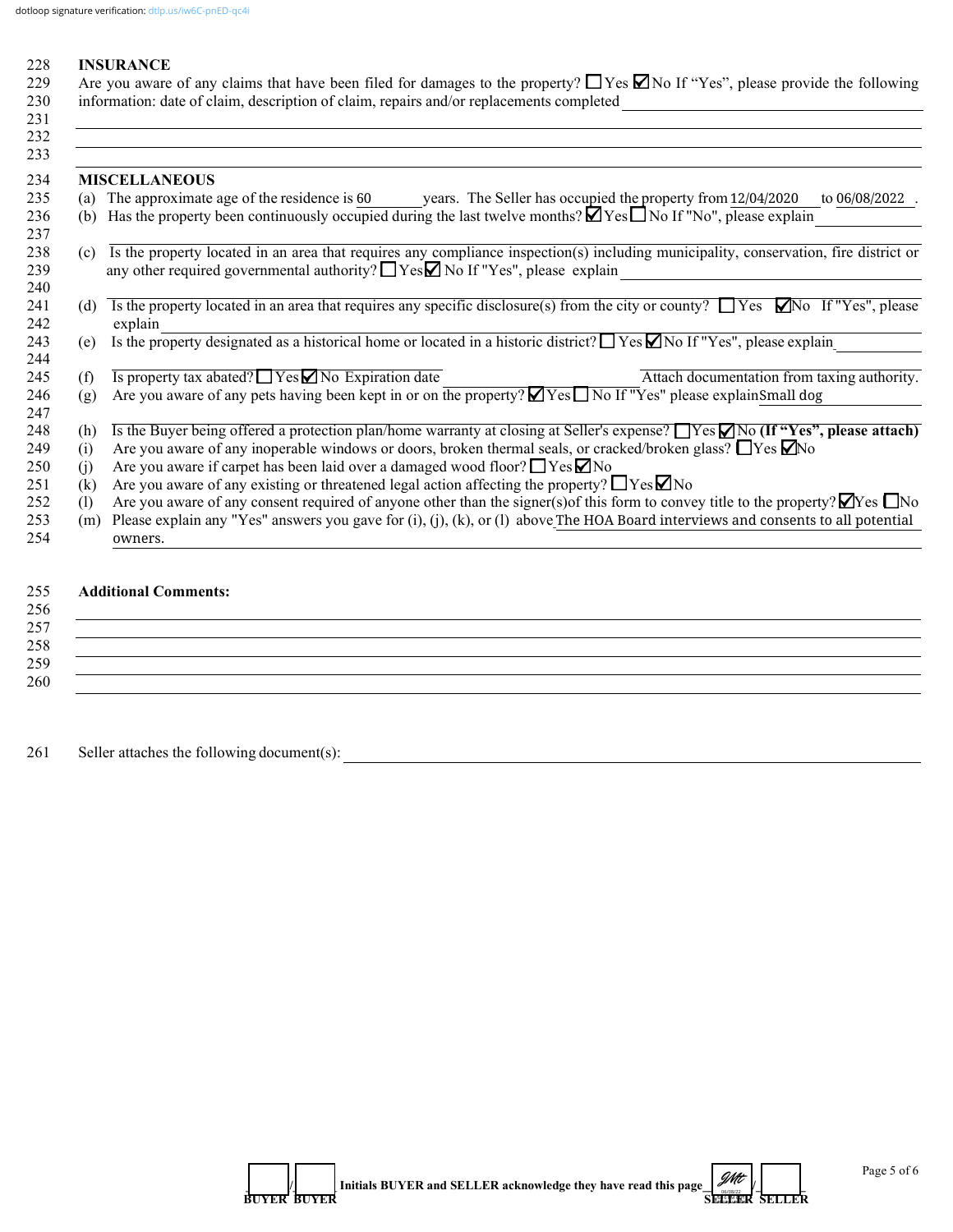dotloop signature verification: dtlp.us/iw6C-pnED-qc4i

228 **INSURANCE**

229 Are you aware of any claims that have been filed for damages to the property? ☐ Yes ☑ No If "Yes", please provide the following
230 information: date of claim, description of claim, repairs and/or replacements completed ______________________
231
232
233

234 **MISCELLANEOUS**

235 (a) The approximate age of the residence is 60 years. The Seller has occupied the property from 12/04/2020 to 06/08/2022 .
236 (b) Has the property been continuously occupied during the last twelve months? ☑ Yes ☐ No If "No", please explain ______________
237
238 (c) Is the property located in an area that requires any compliance inspection(s) including municipality, conservation, fire district or
239 any other required governmental authority? ☐ Yes ☑ No If "Yes", please explain ______________
240
241 (d) Is the property located in an area that requires any specific disclosure(s) from the city or county? ☐ Yes ☑ No If "Yes", please
242 explain ______________
243 (e) Is the property designated as a historical home or located in a historic district? ☐ Yes ☑ No If "Yes", please explain ______________
244
245 (f) Is property tax abated? ☐ Yes ☑ No Expiration date ______________ Attach documentation from taxing authority.
246 (g) Are you aware of any pets having been kept in or on the property? ☑ Yes ☐ No If "Yes" please explain Small dog
247
248 (h) Is the Buyer being offered a protection plan/home warranty at closing at Seller's expense? ☐ Yes ☑ No **(If "Yes", please attach)**
249 (i) Are you aware of any inoperable windows or doors, broken thermal seals, or cracked/broken glass? ☐ Yes ☑ No
250 (j) Are you aware if carpet has been laid over a damaged wood floor? ☐ Yes ☑ No
251 (k) Are you aware of any existing or threatened legal action affecting the property? ☐ Yes ☑ No
252 (l) Are you aware of any consent required of anyone other than the signer(s) of this form to convey title to the property? ☑ Yes ☐ No
253 (m) Please explain any "Yes" answers you gave for (i), (j), (k), or (l) above The HOA Board interviews and consents to all potential
254 owners.

255 **Additional Comments:**

256
257
258
259
260

261 Seller attaches the following document(s): ______________________

_____/_____ **Initials BUYER and SELLER acknowledge they have read this page** GMt 06/08/22 /_____
BUYER BUYER SELLER SELLER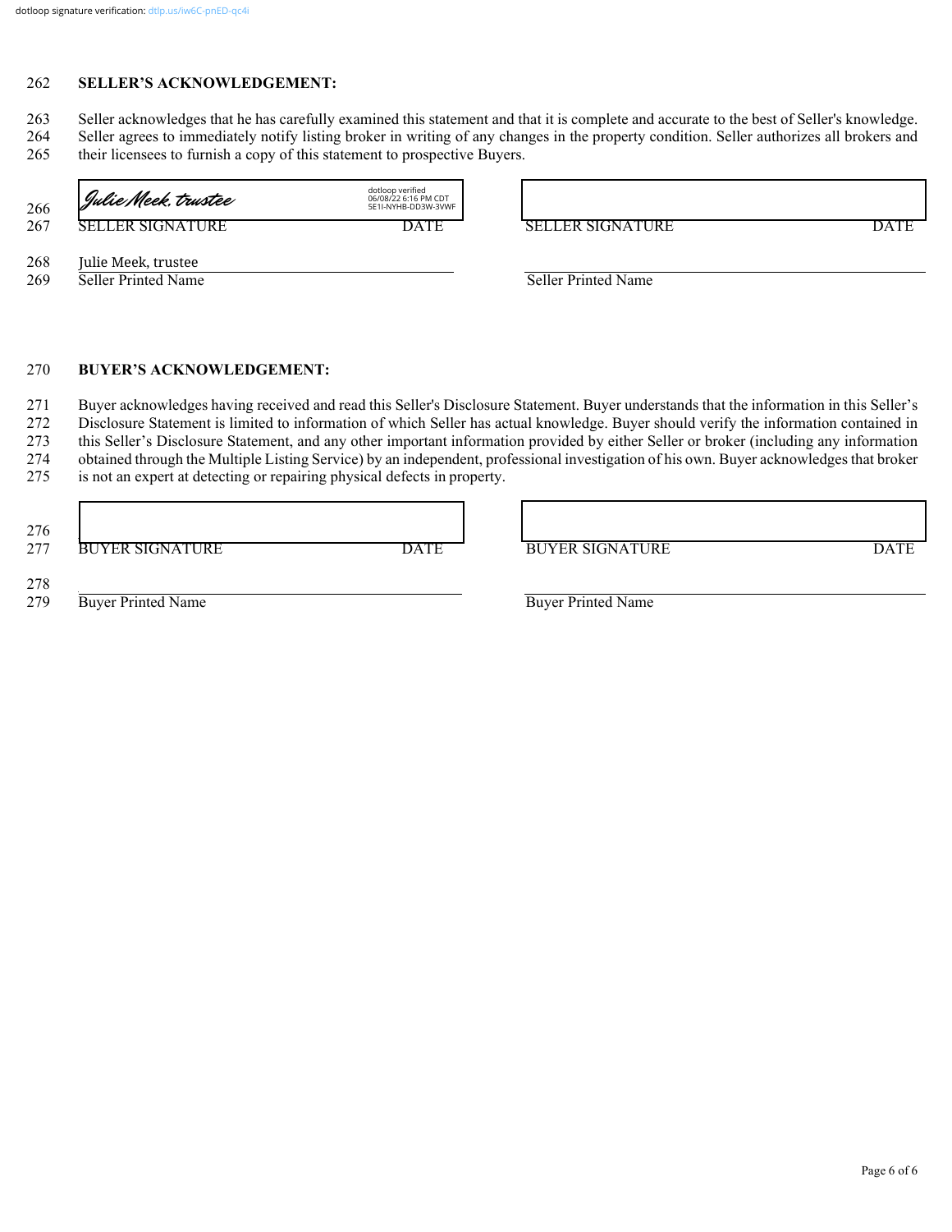dotloop signature verification: dtlp.us/iw6C-pnED-qc4i

262 **SELLER'S ACKNOWLEDGEMENT:**

263 Seller acknowledges that he has carefully examined this statement and that it is complete and accurate to the best of Seller's knowledge.
264 Seller agrees to immediately notify listing broker in writing of any changes in the property condition. Seller authorizes all brokers and
265 their licensees to furnish a copy of this statement to prospective Buyers.

266 *Julie Meek, trustee* — dotloop verified 06/08/22 6:16 PM CDT 5E1I-NYHB-DD3W-3VWF

267 SELLER SIGNATURE DATE | SELLER SIGNATURE DATE

268 Julie Meek, trustee

269 Seller Printed Name | Seller Printed Name

270 **BUYER'S ACKNOWLEDGEMENT:**

271 Buyer acknowledges having received and read this Seller's Disclosure Statement. Buyer understands that the information in this Seller's
272 Disclosure Statement is limited to information of which Seller has actual knowledge. Buyer should verify the information contained in
273 this Seller's Disclosure Statement, and any other important information provided by either Seller or broker (including any information
274 obtained through the Multiple Listing Service) by an independent, professional investigation of his own. Buyer acknowledges that broker
275 is not an expert at detecting or repairing physical defects in property.

276

277 BUYER SIGNATURE DATE | BUYER SIGNATURE DATE

278

279 Buyer Printed Name | Buyer Printed Name